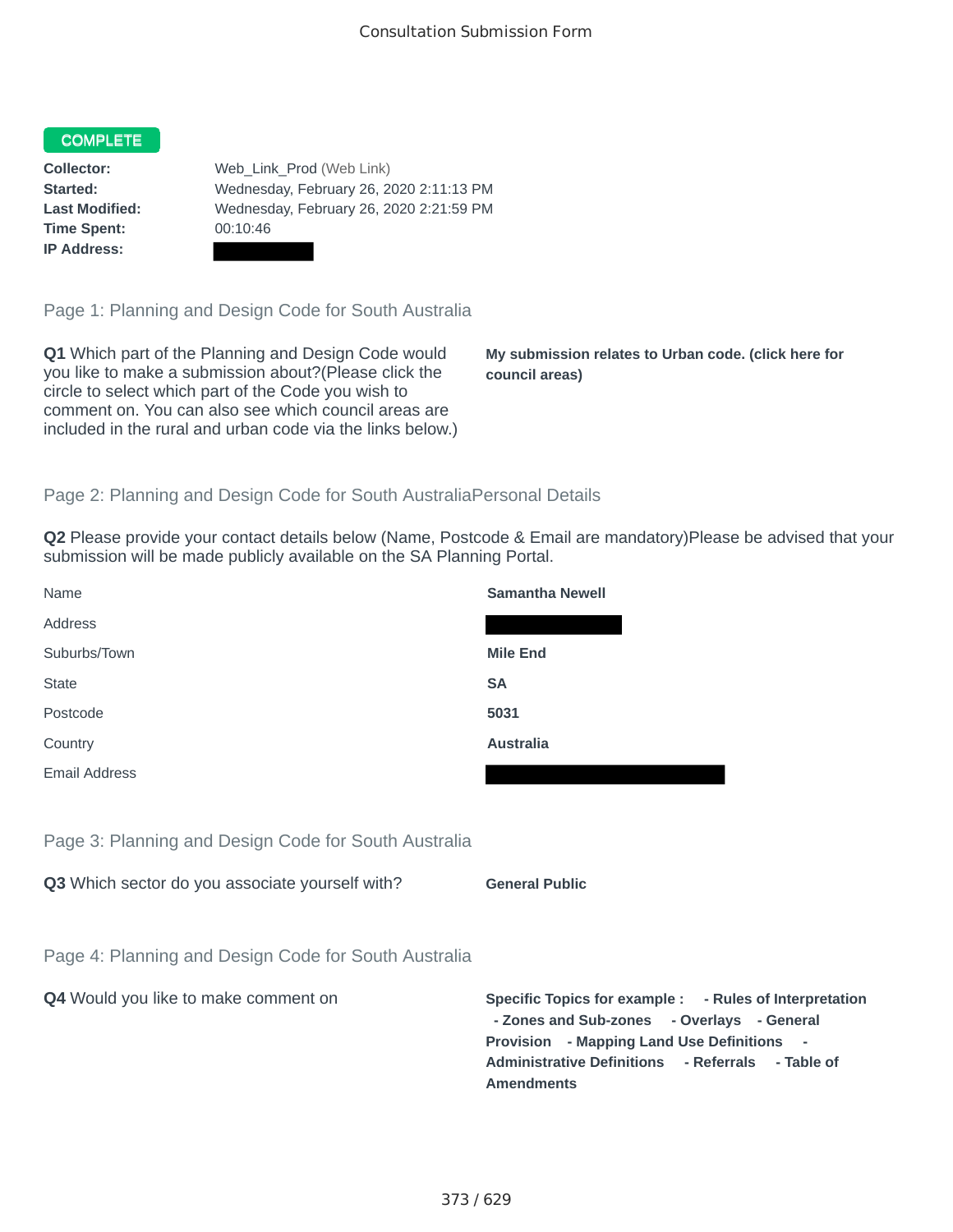Consultation Submission Form

**COMPLETE**

**Collector:** Web_Link_Prod (Web Link)
**Started:** Wednesday, February 26, 2020 2:11:13 PM
**Last Modified:** Wednesday, February 26, 2020 2:21:59 PM
**Time Spent:** 00:10:46
**IP Address:**

## Page 1: Planning and Design Code for South Australia

**Q1** Which part of the Planning and Design Code would you like to make a submission about?(Please click the circle to select which part of the Code you wish to comment on. You can also see which council areas are included in the rural and urban code via the links below.)

**My submission relates to Urban code. (click here for council areas)**

## Page 2: Planning and Design Code for South AustraliaPersonal Details

**Q2** Please provide your contact details below (Name, Postcode & Email are mandatory)Please be advised that your submission will be made publicly available on the SA Planning Portal.

| | |
|---|---|
| Name | **Samantha Newell** |
| Address | |
| Suburbs/Town | **Mile End** |
| State | **SA** |
| Postcode | **5031** |
| Country | **Australia** |
| Email Address | |

## Page 3: Planning and Design Code for South Australia

**Q3** Which sector do you associate yourself with?

**General Public**

## Page 4: Planning and Design Code for South Australia

**Q4** Would you like to make comment on

**Specific Topics for example : - Rules of Interpretation - Zones and Sub-zones - Overlays - General Provision - Mapping Land Use Definitions - Administrative Definitions - Referrals - Table of Amendments**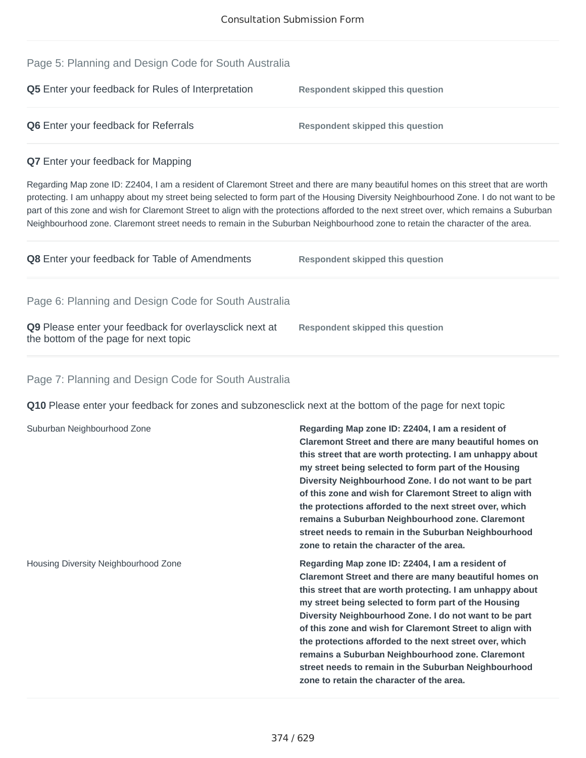Consultation Submission Form

## Page 5: Planning and Design Code for South Australia

**Q5** Enter your feedback for Rules of Interpretation

**Respondent skipped this question**

**Q6** Enter your feedback for Referrals

**Respondent skipped this question**

**Q7** Enter your feedback for Mapping

Regarding Map zone ID: Z2404, I am a resident of Claremont Street and there are many beautiful homes on this street that are worth protecting. I am unhappy about my street being selected to form part of the Housing Diversity Neighbourhood Zone. I do not want to be part of this zone and wish for Claremont Street to align with the protections afforded to the next street over, which remains a Suburban Neighbourhood zone. Claremont street needs to remain in the Suburban Neighbourhood zone to retain the character of the area.

**Q8** Enter your feedback for Table of Amendments

**Respondent skipped this question**

## Page 6: Planning and Design Code for South Australia

**Q9** Please enter your feedback for overlaysclick next at the bottom of the page for next topic

**Respondent skipped this question**

## Page 7: Planning and Design Code for South Australia

**Q10** Please enter your feedback for zones and subzonesclick next at the bottom of the page for next topic

| | |
|---|---|
| Suburban Neighbourhood Zone | **Regarding Map zone ID: Z2404, I am a resident of Claremont Street and there are many beautiful homes on this street that are worth protecting. I am unhappy about my street being selected to form part of the Housing Diversity Neighbourhood Zone. I do not want to be part of this zone and wish for Claremont Street to align with the protections afforded to the next street over, which remains a Suburban Neighbourhood zone. Claremont street needs to remain in the Suburban Neighbourhood zone to retain the character of the area.** |
| Housing Diversity Neighbourhood Zone | **Regarding Map zone ID: Z2404, I am a resident of Claremont Street and there are many beautiful homes on this street that are worth protecting. I am unhappy about my street being selected to form part of the Housing Diversity Neighbourhood Zone. I do not want to be part of this zone and wish for Claremont Street to align with the protections afforded to the next street over, which remains a Suburban Neighbourhood zone. Claremont street needs to remain in the Suburban Neighbourhood zone to retain the character of the area.** |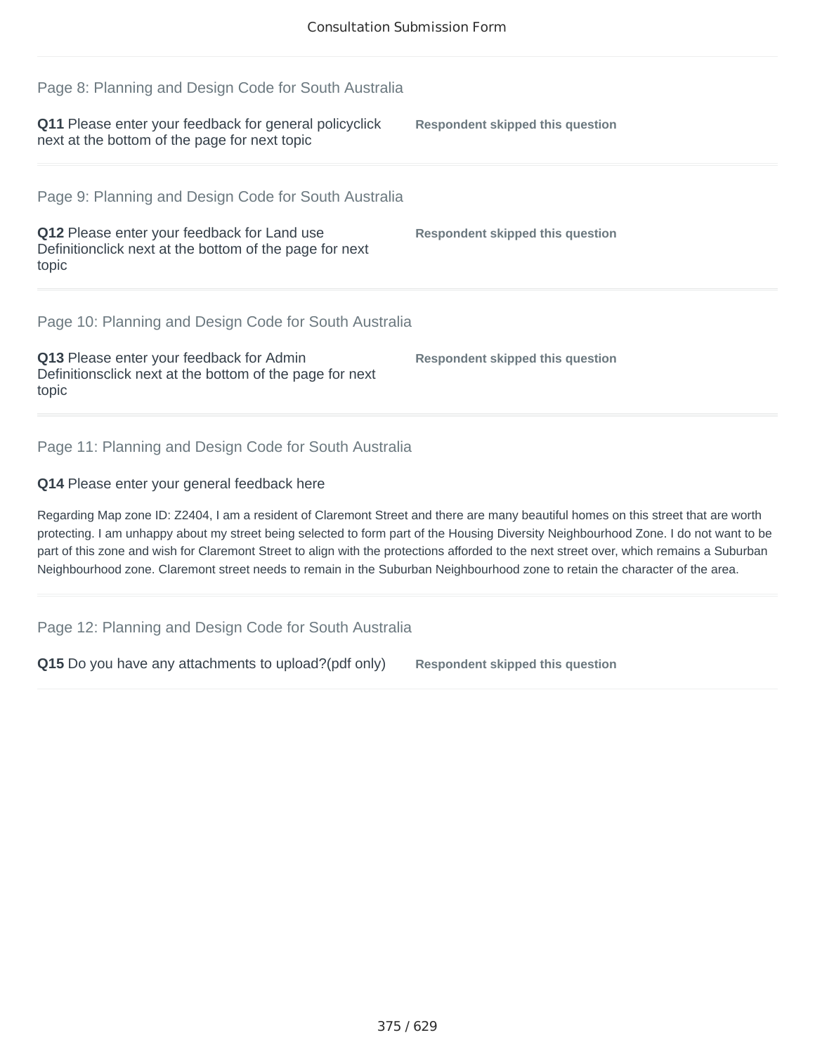## Page 8: Planning and Design Code for South Australia

**Q11** Please enter your feedback for general policyclick next at the bottom of the page for next topic

**Respondent skipped this question**

## Page 9: Planning and Design Code for South Australia

**Q12** Please enter your feedback for Land use Definitionclick next at the bottom of the page for next topic

**Respondent skipped this question**

## Page 10: Planning and Design Code for South Australia

**Q13** Please enter your feedback for Admin Definitionsclick next at the bottom of the page for next topic

**Respondent skipped this question**

## Page 11: Planning and Design Code for South Australia

**Q14** Please enter your general feedback here

Regarding Map zone ID: Z2404, I am a resident of Claremont Street and there are many beautiful homes on this street that are worth protecting. I am unhappy about my street being selected to form part of the Housing Diversity Neighbourhood Zone. I do not want to be part of this zone and wish for Claremont Street to align with the protections afforded to the next street over, which remains a Suburban Neighbourhood zone. Claremont street needs to remain in the Suburban Neighbourhood zone to retain the character of the area.

## Page 12: Planning and Design Code for South Australia

**Q15** Do you have any attachments to upload?(pdf only)

**Respondent skipped this question**